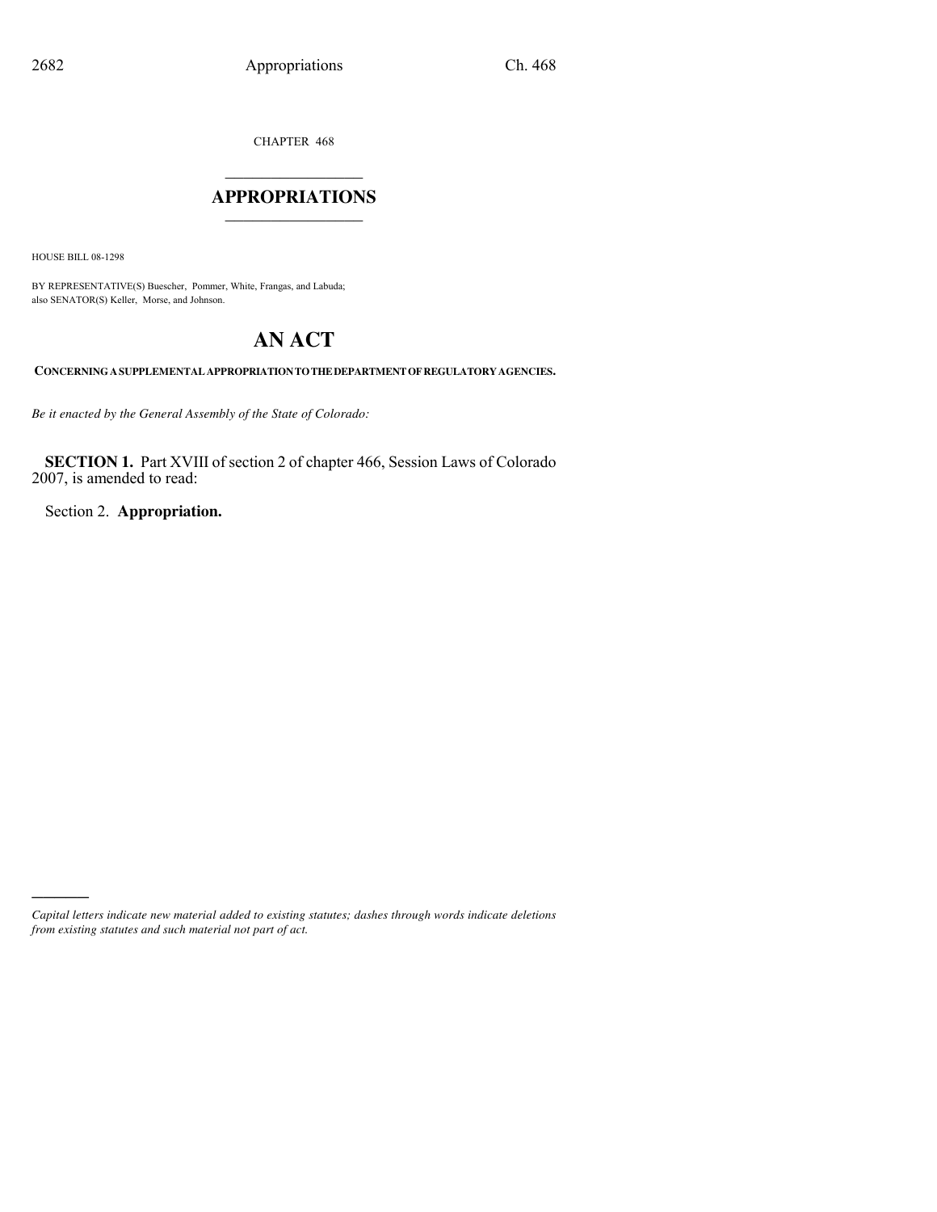CHAPTER 468

# APPROPRIATIONS

HOUSE BILL 08-1298

BY REPRESENTATIVE(S) Buescher, Pommer, White, Frangas, and Labuda; also SENATOR(S) Keller, Morse, and Johnson.

# AN ACT

**CONCERNING A SUPPLEMENTAL APPROPRIATION TO THE DEPARTMENT OF REGULATORY AGENCIES.**

*Be it enacted by the General Assembly of the State of Colorado:*

**SECTION 1.** Part XVIII of section 2 of chapter 466, Session Laws of Colorado 2007, is amended to read:

Section 2. **Appropriation.**

*Capital letters indicate new material added to existing statutes; dashes through words indicate deletions from existing statutes and such material not part of act.*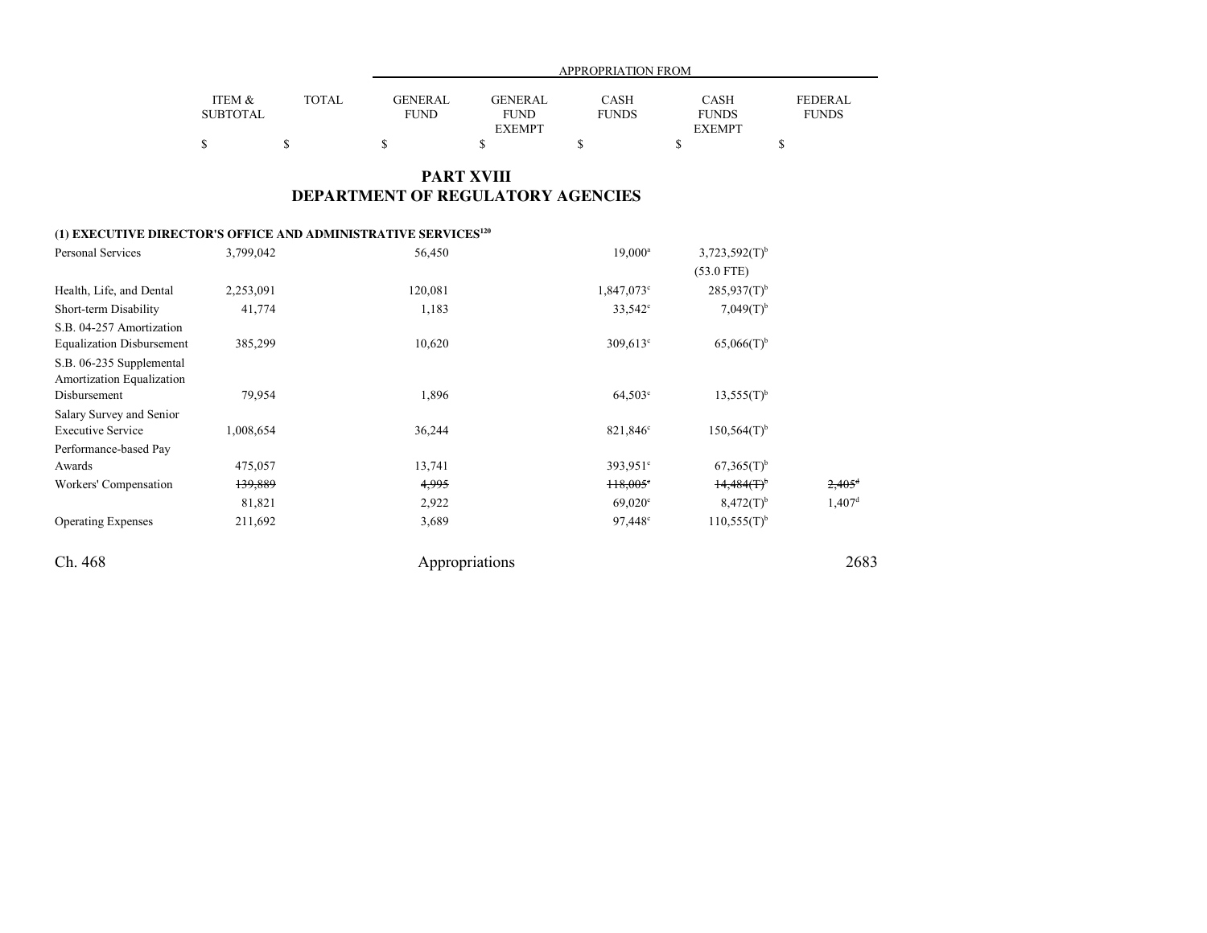| | ITEM & SUBTOTAL | TOTAL | APPROPRIATION FROM GENERAL FUND | GENERAL FUND EXEMPT | CASH FUNDS | CASH FUNDS EXEMPT | FEDERAL FUNDS |
|---|---|---|---|---|---|---|---|
| | $ | $ | $ | $ | $ | $ | $ |

## PART XVIII
## DEPARTMENT OF REGULATORY AGENCIES

**(1) EXECUTIVE DIRECTOR'S OFFICE AND ADMINISTRATIVE SERVICES[120]**

| | ITEM & SUBTOTAL | TOTAL | GENERAL FUND | GENERAL FUND EXEMPT | CASH FUNDS | CASH FUNDS EXEMPT | FEDERAL FUNDS |
|---|---|---|---|---|---|---|---|
| Personal Services | 3,799,042 | | 56,450 | | 19,000[a] | 3,723,592(T)[b] | |
| | | | | | | (53.0 FTE) | |
| Health, Life, and Dental | 2,253,091 | | 120,081 | | 1,847,073[c] | 285,937(T)[b] | |
| Short-term Disability | 41,774 | | 1,183 | | 33,542[c] | 7,049(T)[b] | |
| S.B. 04-257 Amortization Equalization Disbursement | 385,299 | | 10,620 | | 309,613[c] | 65,066(T)[b] | |
| S.B. 06-235 Supplemental Amortization Equalization Disbursement | 79,954 | | 1,896 | | 64,503[c] | 13,555(T)[b] | |
| Salary Survey and Senior Executive Service | 1,008,654 | | 36,244 | | 821,846[c] | 150,564(T)[b] | |
| Performance-based Pay Awards | 475,057 | | 13,741 | | 393,951[c] | 67,365(T)[b] | |
| Workers' Compensation | ~~139,889~~ | | ~~4,995~~ | | ~~118,005~~[c] | ~~14,484(T)~~[b] | ~~2,405~~[d] |
| | 81,821 | | 2,922 | | 69,020[c] | 8,472(T)[b] | 1,407[d] |
| Operating Expenses | 211,692 | | 3,689 | | 97,448[c] | 110,555(T)[b] | |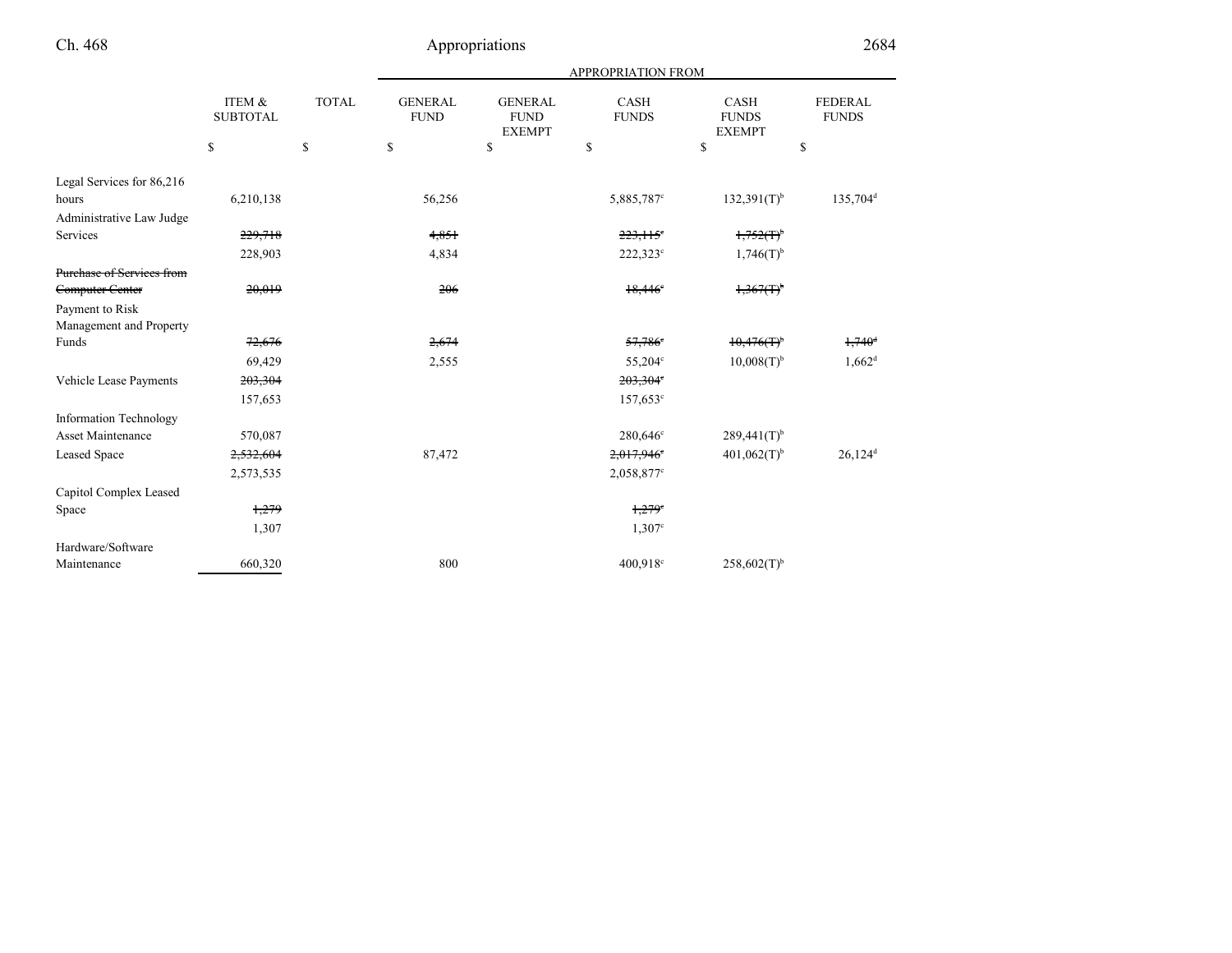| | ITEM & SUBTOTAL | TOTAL | APPROPRIATION FROM GENERAL FUND | GENERAL FUND EXEMPT | CASH FUNDS | CASH FUNDS EXEMPT | FEDERAL FUNDS |
|---|---|---|---|---|---|---|---|
| | $ | $ | $ | $ | $ | $ | $ |
| Legal Services for 86,216 hours | 6,210,138 | | 56,256 | | 5,885,787[c] | 132,391(T)[b] | 135,704[d] |
| Administrative Law Judge Services | ~~229,718~~ | | ~~4,851~~ | | ~~223,115~~[c] | ~~1,752(T)~~[b] | |
| | 228,903 | | 4,834 | | 222,323[c] | 1,746(T)[b] | |
| ~~Purchase of Services from Computer Center~~ | ~~20,019~~ | | ~~206~~ | | ~~18,446~~[c] | ~~1,367(T)~~[b] | |
| Payment to Risk Management and Property Funds | ~~72,676~~ | | ~~2,674~~ | | ~~57,786~~[c] | ~~10,476(T)~~[b] | ~~1,740~~[d] |
| | 69,429 | | 2,555 | | 55,204[c] | 10,008(T)[b] | 1,662[d] |
| Vehicle Lease Payments | ~~203,304~~ | | | | ~~203,304~~[c] | | |
| | 157,653 | | | | 157,653[c] | | |
| Information Technology Asset Maintenance | 570,087 | | | | 280,646[c] | 289,441(T)[b] | |
| Leased Space | ~~2,532,604~~ | | 87,472 | | ~~2,017,946~~[c] | 401,062(T)[b] | 26,124[d] |
| | 2,573,535 | | | | 2,058,877[c] | | |
| Capitol Complex Leased Space | ~~1,279~~ | | | | ~~1,279~~[c] | | |
| | 1,307 | | | | 1,307[c] | | |
| Hardware/Software Maintenance | 660,320 | | 800 | | 400,918[c] | 258,602(T)[b] | |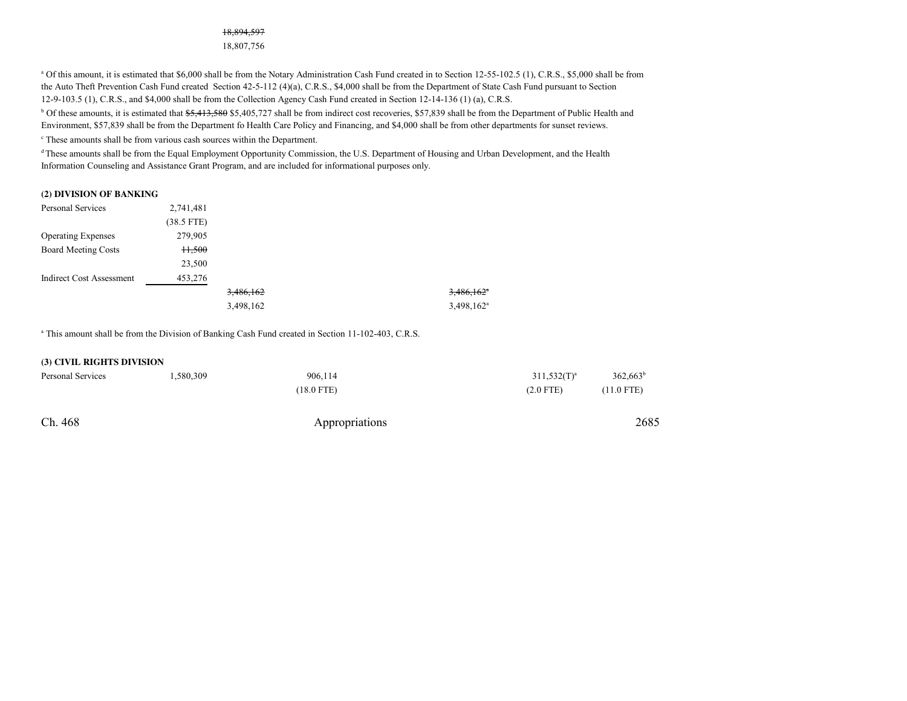| | | | | | | |
|---|---|---|---|---|---|---|
| | | ~~18,894,597~~ | | | | |
| | | 18,807,756 | | | | |

[a] Of this amount, it is estimated that $6,000 shall be from the Notary Administration Cash Fund created in to Section 12-55-102.5 (1), C.R.S., $5,000 shall be from the Auto Theft Prevention Cash Fund created Section 42-5-112 (4)(a), C.R.S., $4,000 shall be from the Department of State Cash Fund pursuant to Section 12-9-103.5 (1), C.R.S., and $4,000 shall be from the Collection Agency Cash Fund created in Section 12-14-136 (1) (a), C.R.S.

[b] Of these amounts, it is estimated that ~~$5,413,580~~ $5,405,727 shall be from indirect cost recoveries, $57,839 shall be from the Department of Public Health and Environment, $57,839 shall be from the Department fo Health Care Policy and Financing, and $4,000 shall be from other departments for sunset reviews.

[c] These amounts shall be from various cash sources within the Department.

[d] These amounts shall be from the Equal Employment Opportunity Commission, the U.S. Department of Housing and Urban Development, and the Health Information Counseling and Assistance Grant Program, and are included for informational purposes only.

**(2) DIVISION OF BANKING**

| | | | | | | |
|---|---|---|---|---|---|---|
| Personal Services | 2,741,481 | | | | | |
| | (38.5 FTE) | | | | | |
| Operating Expenses | 279,905 | | | | | |
| Board Meeting Costs | ~~11,500~~ | | | | | |
| | 23,500 | | | | | |
| Indirect Cost Assessment | 453,276 | | | | | |
| | | ~~3,486,162~~ | | ~~3,486,162[a]~~ | | |
| | | 3,498,162 | | 3,498,162[a] | | |

[a] This amount shall be from the Division of Banking Cash Fund created in Section 11-102-403, C.R.S.

**(3) CIVIL RIGHTS DIVISION**

| | | | | | | |
|---|---|---|---|---|---|---|
| Personal Services | 1,580,309 | | 906,114 | | 311,532(T)[a] | 362,663[b] |
| | | | (18.0 FTE) | | (2.0 FTE) | (11.0 FTE) |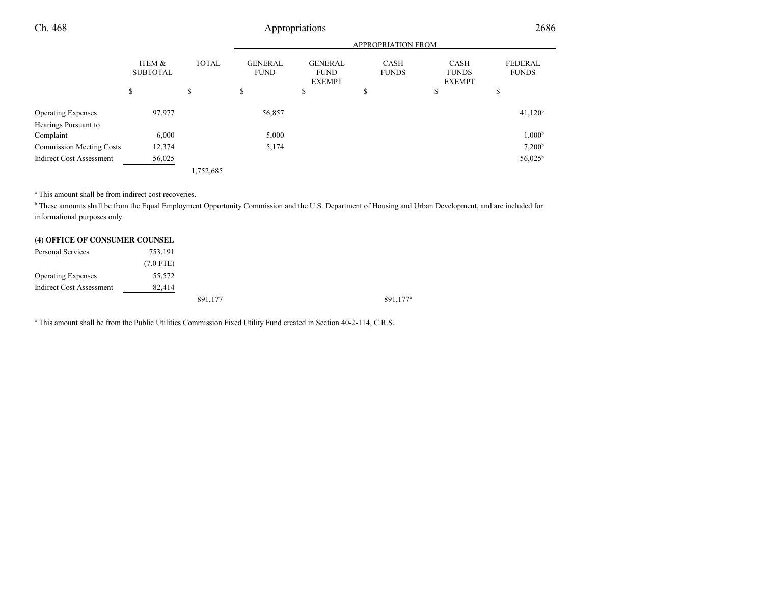| | ITEM & SUBTOTAL | TOTAL | APPROPRIATION FROM GENERAL FUND | GENERAL FUND EXEMPT | CASH FUNDS | CASH FUNDS EXEMPT | FEDERAL FUNDS |
|---|---|---|---|---|---|---|---|
| | $ | $ | $ | $ | $ | $ | $ |
| Operating Expenses | 97,977 | | 56,857 | | | | 41,120[b] |
| Hearings Pursuant to Complaint | 6,000 | | 5,000 | | | | 1,000[b] |
| Commission Meeting Costs | 12,374 | | 5,174 | | | | 7,200[b] |
| Indirect Cost Assessment | 56,025 | | | | | | 56,025[b] |
| | | 1,752,685 | | | | | |

[a] This amount shall be from indirect cost recoveries.

[b] These amounts shall be from the Equal Employment Opportunity Commission and the U.S. Department of Housing and Urban Development, and are included for informational purposes only.

**(4) OFFICE OF CONSUMER COUNSEL**

| | ITEM & SUBTOTAL | TOTAL | GENERAL FUND | GENERAL FUND EXEMPT | CASH FUNDS | CASH FUNDS EXEMPT | FEDERAL FUNDS |
|---|---|---|---|---|---|---|---|
| Personal Services | 753,191 | | | | | | |
| | (7.0 FTE) | | | | | | |
| Operating Expenses | 55,572 | | | | | | |
| Indirect Cost Assessment | 82,414 | | | | | | |
| | | 891,177 | | | 891,177[a] | | |

[a] This amount shall be from the Public Utilities Commission Fixed Utility Fund created in Section 40-2-114, C.R.S.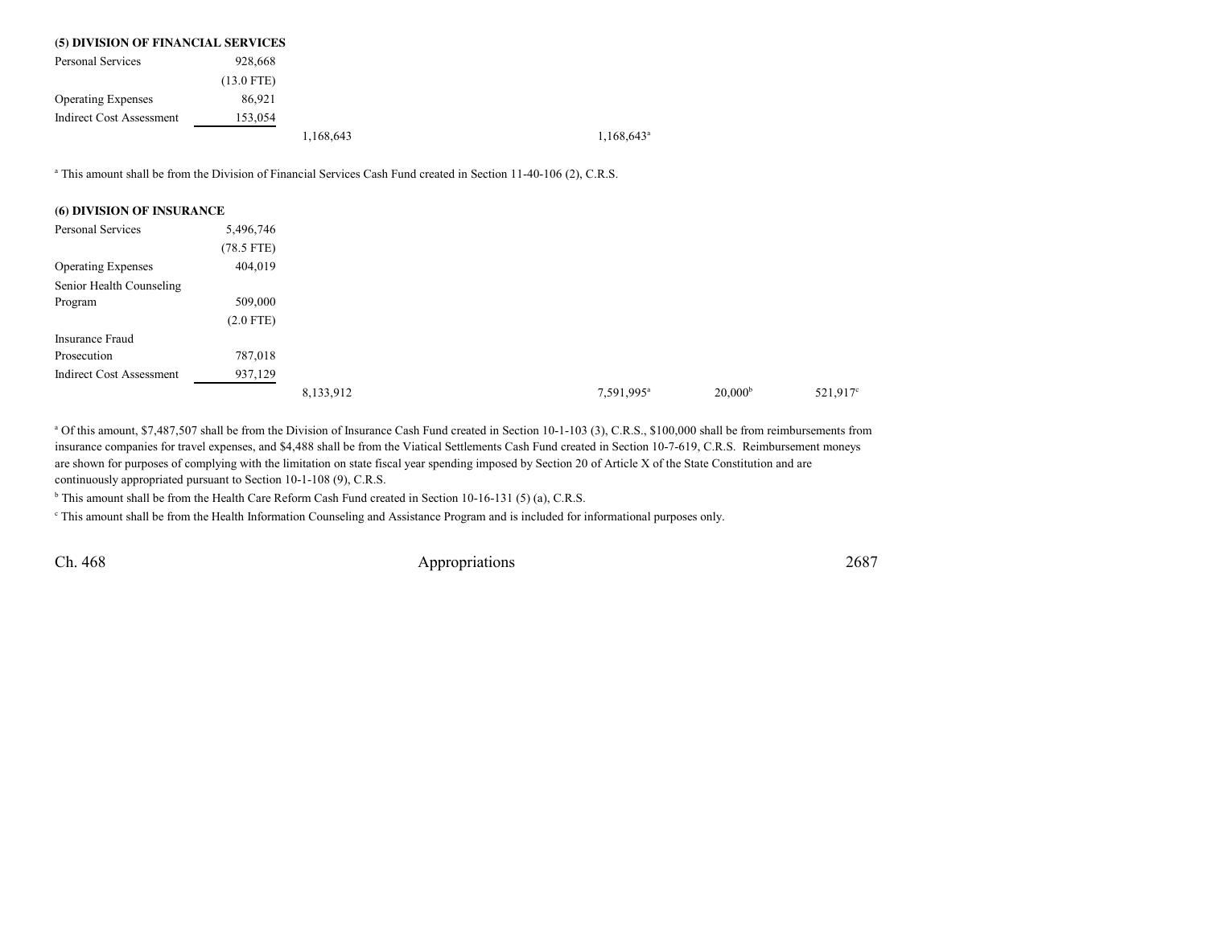**(5) DIVISION OF FINANCIAL SERVICES**

| | | | | | | |
|---|---|---|---|---|---|---|
| Personal Services | 928,668 | | | | | |
| | (13.0 FTE) | | | | | |
| Operating Expenses | 86,921 | | | | | |
| Indirect Cost Assessment | 153,054 | | | | | |
| | | 1,168,643 | | 1,168,643[a] | | |

[a] This amount shall be from the Division of Financial Services Cash Fund created in Section 11-40-106 (2), C.R.S.

**(6) DIVISION OF INSURANCE**

| | | | | | | |
|---|---|---|---|---|---|---|
| Personal Services | 5,496,746 | | | | | |
| | (78.5 FTE) | | | | | |
| Operating Expenses | 404,019 | | | | | |
| Senior Health Counseling Program | 509,000 | | | | | |
| | (2.0 FTE) | | | | | |
| Insurance Fraud Prosecution | 787,018 | | | | | |
| Indirect Cost Assessment | 937,129 | | | | | |
| | | 8,133,912 | | 7,591,995[a] | 20,000[b] | 521,917[c] |

[a] Of this amount, $7,487,507 shall be from the Division of Insurance Cash Fund created in Section 10-1-103 (3), C.R.S., $100,000 shall be from reimbursements from insurance companies for travel expenses, and $4,488 shall be from the Viatical Settlements Cash Fund created in Section 10-7-619, C.R.S. Reimbursement moneys are shown for purposes of complying with the limitation on state fiscal year spending imposed by Section 20 of Article X of the State Constitution and are continuously appropriated pursuant to Section 10-1-108 (9), C.R.S.

[b] This amount shall be from the Health Care Reform Cash Fund created in Section 10-16-131 (5) (a), C.R.S.

[c] This amount shall be from the Health Information Counseling and Assistance Program and is included for informational purposes only.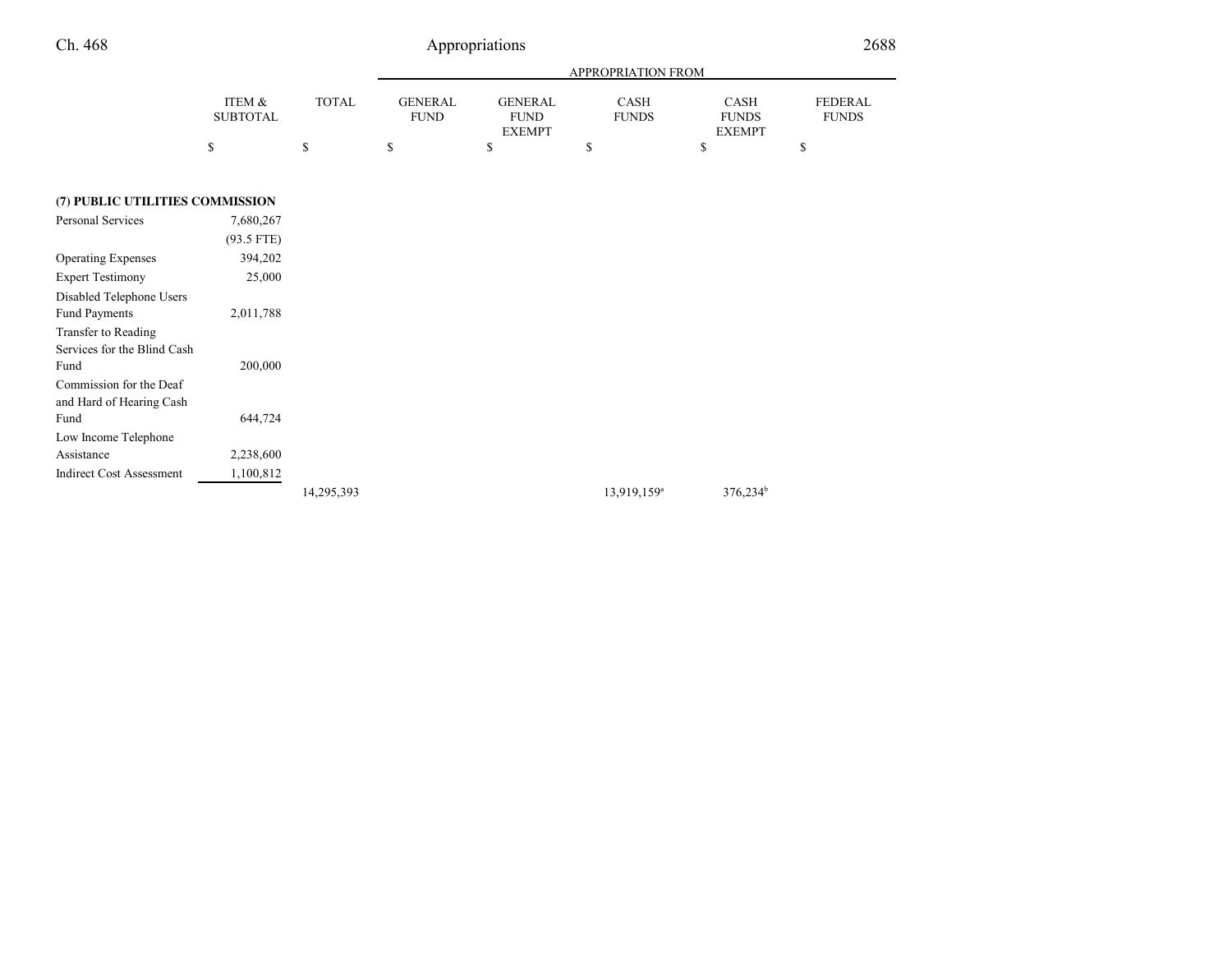| | ITEM & SUBTOTAL | TOTAL | APPROPRIATION FROM GENERAL FUND | GENERAL FUND EXEMPT | CASH FUNDS | CASH FUNDS EXEMPT | FEDERAL FUNDS |
|---|---|---|---|---|---|---|---|
| | $ | $ | $ | $ | $ | $ | $ |
| **(7) PUBLIC UTILITIES COMMISSION** | | | | | | | |
| Personal Services | 7,680,267 | | | | | | |
| | (93.5 FTE) | | | | | | |
| Operating Expenses | 394,202 | | | | | | |
| Expert Testimony | 25,000 | | | | | | |
| Disabled Telephone Users Fund Payments | 2,011,788 | | | | | | |
| Transfer to Reading Services for the Blind Cash Fund | 200,000 | | | | | | |
| Commission for the Deaf and Hard of Hearing Cash Fund | 644,724 | | | | | | |
| Low Income Telephone Assistance | 2,238,600 | | | | | | |
| Indirect Cost Assessment | 1,100,812 | | | | | | |
| | | 14,295,393 | | | 13,919,159[a] | 376,234[b] | |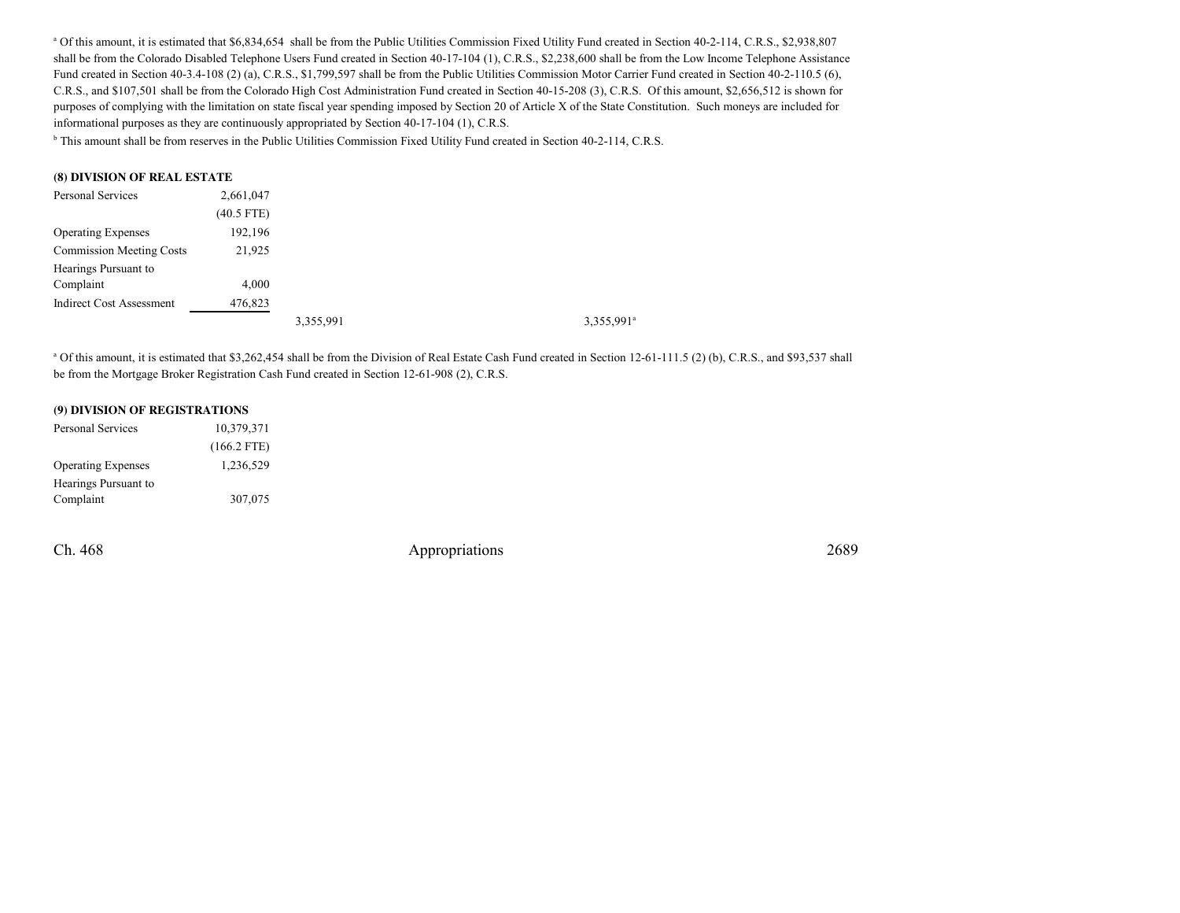[a] Of this amount, it is estimated that $6,834,654 shall be from the Public Utilities Commission Fixed Utility Fund created in Section 40-2-114, C.R.S., $2,938,807 shall be from the Colorado Disabled Telephone Users Fund created in Section 40-17-104 (1), C.R.S., $2,238,600 shall be from the Low Income Telephone Assistance Fund created in Section 40-3.4-108 (2) (a), C.R.S., $1,799,597 shall be from the Public Utilities Commission Motor Carrier Fund created in Section 40-2-110.5 (6), C.R.S., and $107,501 shall be from the Colorado High Cost Administration Fund created in Section 40-15-208 (3), C.R.S. Of this amount, $2,656,512 is shown for purposes of complying with the limitation on state fiscal year spending imposed by Section 20 of Article X of the State Constitution. Such moneys are included for informational purposes as they are continuously appropriated by Section 40-17-104 (1), C.R.S.

[b] This amount shall be from reserves in the Public Utilities Commission Fixed Utility Fund created in Section 40-2-114, C.R.S.

**(8) DIVISION OF REAL ESTATE**

| | | | |
|---|---|---|---|
| Personal Services | 2,661,047 | | |
| | (40.5 FTE) | | |
| Operating Expenses | 192,196 | | |
| Commission Meeting Costs | 21,925 | | |
| Hearings Pursuant to Complaint | 4,000 | | |
| Indirect Cost Assessment | 476,823 | | |
| | | 3,355,991 | 3,355,991[a] |

[a] Of this amount, it is estimated that $3,262,454 shall be from the Division of Real Estate Cash Fund created in Section 12-61-111.5 (2) (b), C.R.S., and $93,537 shall be from the Mortgage Broker Registration Cash Fund created in Section 12-61-908 (2), C.R.S.

**(9) DIVISION OF REGISTRATIONS**

| | |
|---|---|
| Personal Services | 10,379,371 |
| | (166.2 FTE) |
| Operating Expenses | 1,236,529 |
| Hearings Pursuant to Complaint | 307,075 |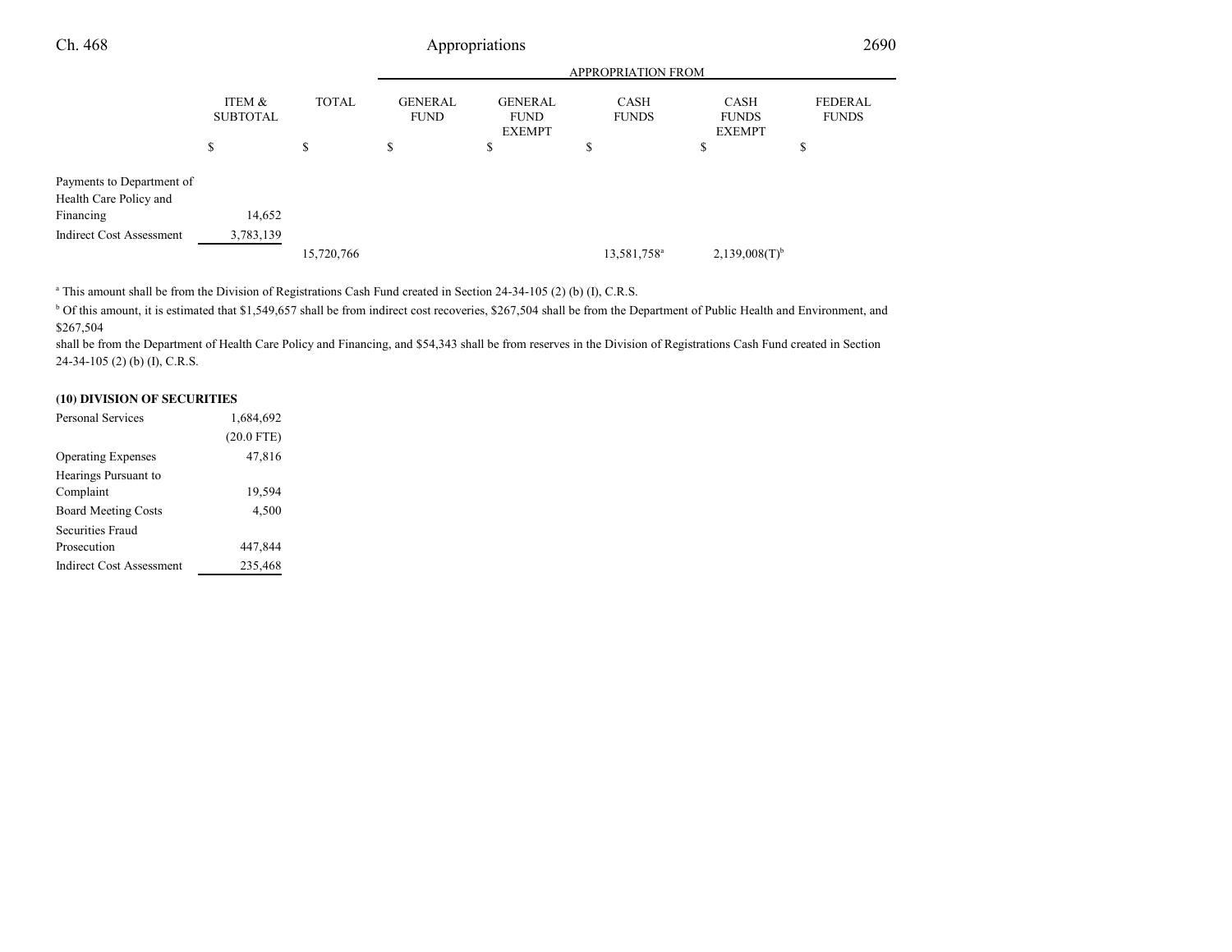| | ITEM & SUBTOTAL | TOTAL | APPROPRIATION FROM GENERAL FUND | GENERAL FUND EXEMPT | CASH FUNDS | CASH FUNDS EXEMPT | FEDERAL FUNDS |
|---|---|---|---|---|---|---|---|
| | $ | $ | $ | $ | $ | $ | $ |
| Payments to Department of Health Care Policy and Financing | 14,652 | | | | | | |
| Indirect Cost Assessment | 3,783,139 | | | | | | |
| | | 15,720,766 | | | 13,581,758[a] | 2,139,008(T)[b] | |

[a] This amount shall be from the Division of Registrations Cash Fund created in Section 24-34-105 (2) (b) (I), C.R.S.

[b] Of this amount, it is estimated that $1,549,657 shall be from indirect cost recoveries, $267,504 shall be from the Department of Public Health and Environment, and $267,504 shall be from the Department of Health Care Policy and Financing, and $54,343 shall be from reserves in the Division of Registrations Cash Fund created in Section 24-34-105 (2) (b) (I), C.R.S.

**(10) DIVISION OF SECURITIES**

| | ITEM & SUBTOTAL |
|---|---|
| Personal Services | 1,684,692 |
| | (20.0 FTE) |
| Operating Expenses | 47,816 |
| Hearings Pursuant to Complaint | 19,594 |
| Board Meeting Costs | 4,500 |
| Securities Fraud Prosecution | 447,844 |
| Indirect Cost Assessment | 235,468 |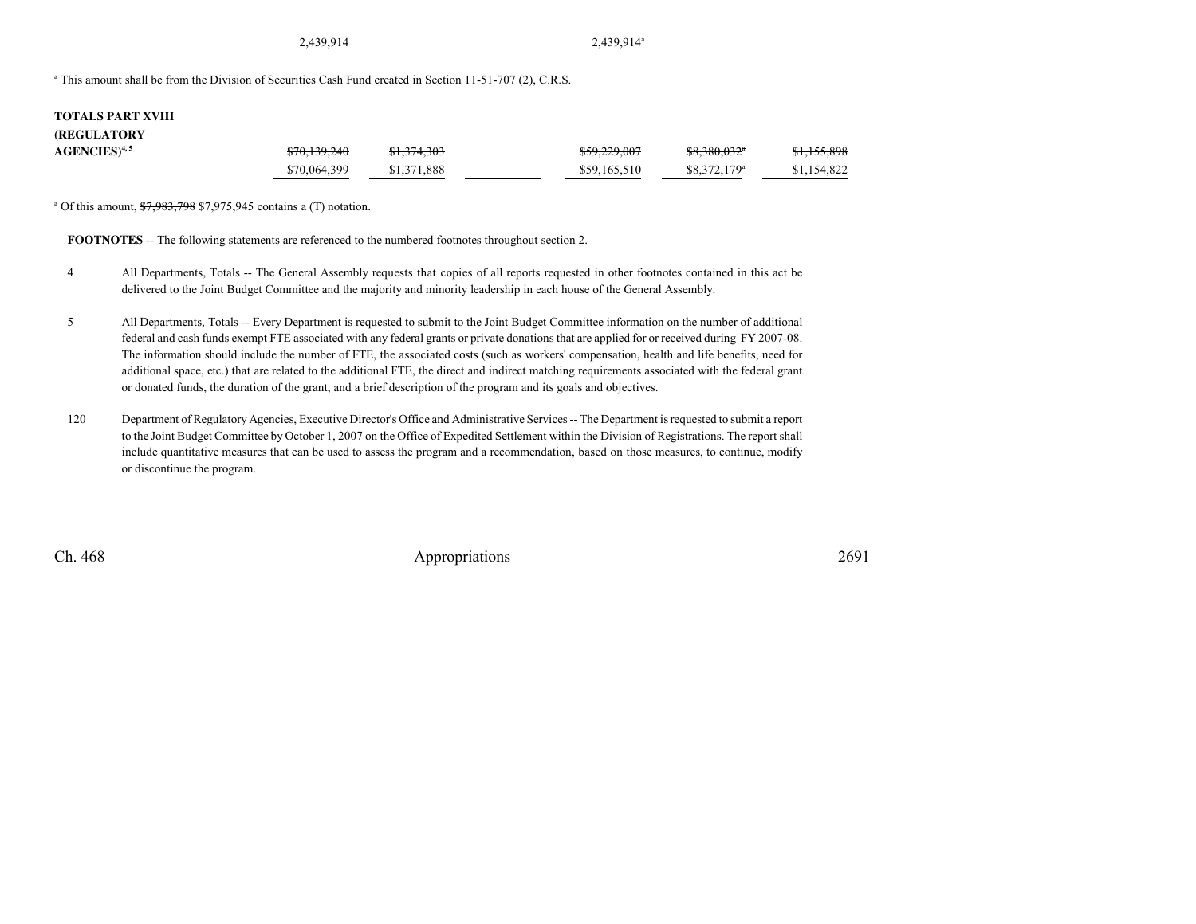| | | | | | |
|---|---|---|---|---|---|
| | 2,439,914 | | | 2,439,914[a] | |

[a] This amount shall be from the Division of Securities Cash Fund created in Section 11-51-707 (2), C.R.S.

| | | | | | | |
|---|---|---|---|---|---|---|
| **TOTALS PART XVIII (REGULATORY AGENCIES)**[4, 5] | ~~$70,139,240~~ | ~~$1,374,303~~ | | ~~$59,229,007~~ | ~~$8,380,032[a]~~ | ~~$1,155,898~~ |
| | $70,064,399 | $1,371,888 | | $59,165,510 | $8,372,179[a] | $1,154,822 |

[a] Of this amount, ~~$7,983,798~~ $7,975,945 contains a (T) notation.

**FOOTNOTES** -- The following statements are referenced to the numbered footnotes throughout section 2.

4 All Departments, Totals -- The General Assembly requests that copies of all reports requested in other footnotes contained in this act be delivered to the Joint Budget Committee and the majority and minority leadership in each house of the General Assembly.

5 All Departments, Totals -- Every Department is requested to submit to the Joint Budget Committee information on the number of additional federal and cash funds exempt FTE associated with any federal grants or private donations that are applied for or received during FY 2007-08. The information should include the number of FTE, the associated costs (such as workers' compensation, health and life benefits, need for additional space, etc.) that are related to the additional FTE, the direct and indirect matching requirements associated with the federal grant or donated funds, the duration of the grant, and a brief description of the program and its goals and objectives.

120 Department of Regulatory Agencies, Executive Director's Office and Administrative Services -- The Department is requested to submit a report to the Joint Budget Committee by October 1, 2007 on the Office of Expedited Settlement within the Division of Registrations. The report shall include quantitative measures that can be used to assess the program and a recommendation, based on those measures, to continue, modify or discontinue the program.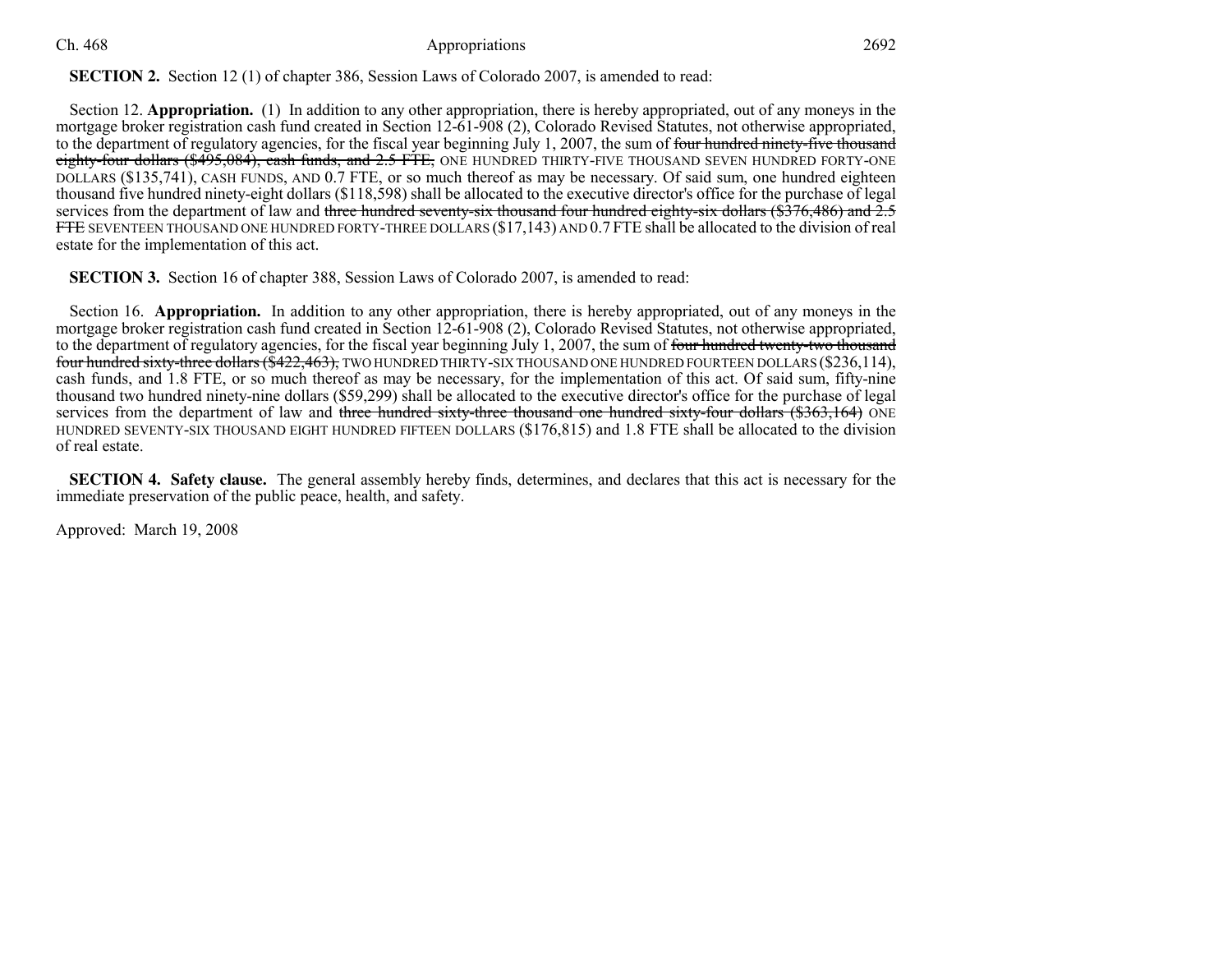**SECTION 2.** Section 12 (1) of chapter 386, Session Laws of Colorado 2007, is amended to read:

Section 12. **Appropriation.** (1) In addition to any other appropriation, there is hereby appropriated, out of any moneys in the mortgage broker registration cash fund created in Section 12-61-908 (2), Colorado Revised Statutes, not otherwise appropriated, to the department of regulatory agencies, for the fiscal year beginning July 1, 2007, the sum of ~~four hundred ninety-five thousand eighty-four dollars ($495,084), cash funds, and 2.5 FTE,~~ ONE HUNDRED THIRTY-FIVE THOUSAND SEVEN HUNDRED FORTY-ONE DOLLARS ($135,741), CASH FUNDS, AND 0.7 FTE, or so much thereof as may be necessary. Of said sum, one hundred eighteen thousand five hundred ninety-eight dollars ($118,598) shall be allocated to the executive director's office for the purchase of legal services from the department of law and ~~three hundred seventy-six thousand four hundred eighty-six dollars ($376,486) and 2.5 FTE~~ SEVENTEEN THOUSAND ONE HUNDRED FORTY-THREE DOLLARS ($17,143) AND 0.7 FTE shall be allocated to the division of real estate for the implementation of this act.

**SECTION 3.** Section 16 of chapter 388, Session Laws of Colorado 2007, is amended to read:

Section 16. **Appropriation.** In addition to any other appropriation, there is hereby appropriated, out of any moneys in the mortgage broker registration cash fund created in Section 12-61-908 (2), Colorado Revised Statutes, not otherwise appropriated, to the department of regulatory agencies, for the fiscal year beginning July 1, 2007, the sum of ~~four hundred twenty-two thousand four hundred sixty-three dollars ($422,463),~~ TWO HUNDRED THIRTY-SIX THOUSAND ONE HUNDRED FOURTEEN DOLLARS ($236,114), cash funds, and 1.8 FTE, or so much thereof as may be necessary, for the implementation of this act. Of said sum, fifty-nine thousand two hundred ninety-nine dollars ($59,299) shall be allocated to the executive director's office for the purchase of legal services from the department of law and ~~three hundred sixty-three thousand one hundred sixty-four dollars ($363,164)~~ ONE HUNDRED SEVENTY-SIX THOUSAND EIGHT HUNDRED FIFTEEN DOLLARS ($176,815) and 1.8 FTE shall be allocated to the division of real estate.

**SECTION 4. Safety clause.** The general assembly hereby finds, determines, and declares that this act is necessary for the immediate preservation of the public peace, health, and safety.

Approved: March 19, 2008